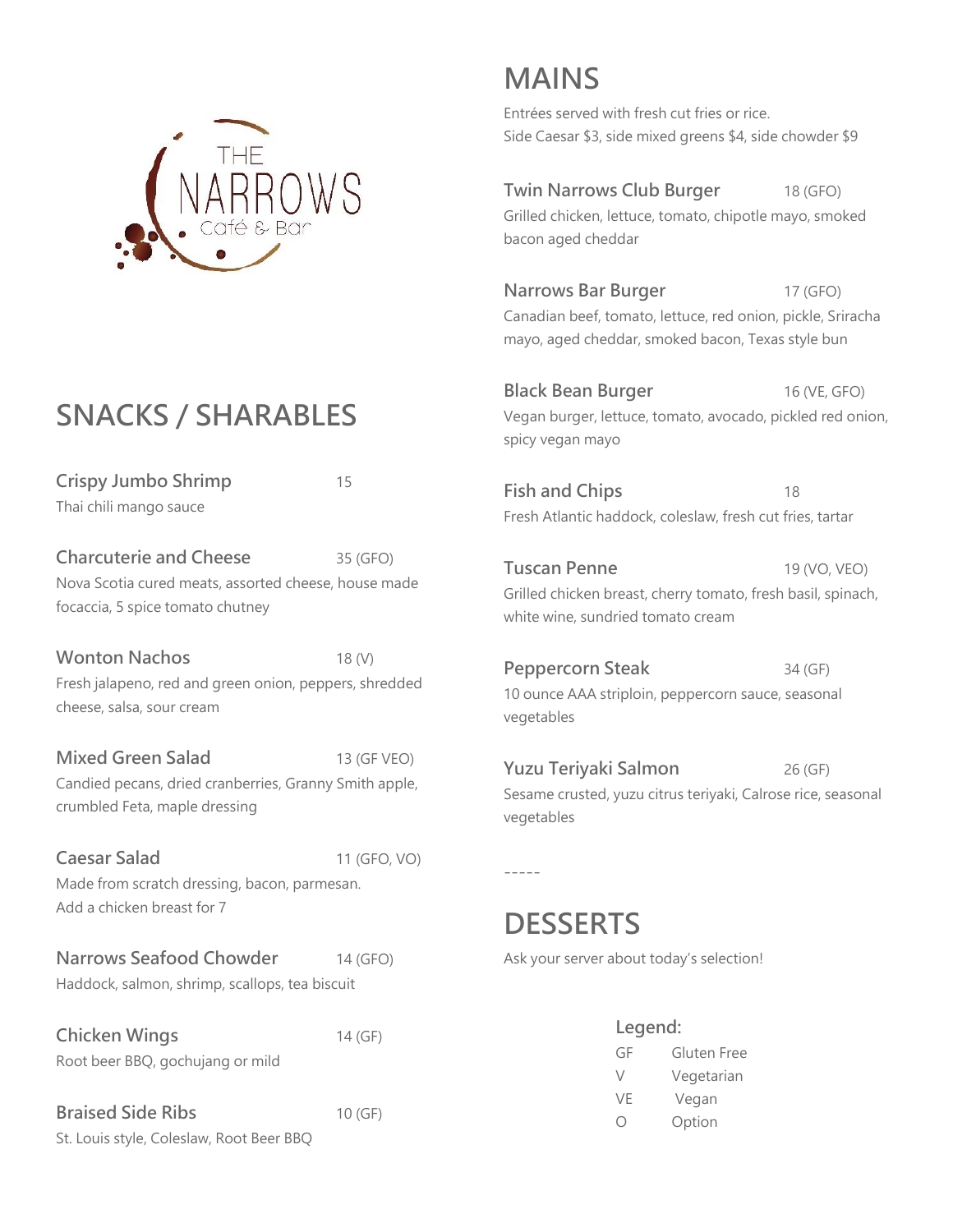# THE NARROWS
Café & Bar

## SNACKS / SHARABLES

**Crispy Jumbo Shrimp** 15
Thai chili mango sauce

**Charcuterie and Cheese** 35 (GFO)
Nova Scotia cured meats, assorted cheese, house made focaccia, 5 spice tomato chutney

**Wonton Nachos** 18 (V)
Fresh jalapeno, red and green onion, peppers, shredded cheese, salsa, sour cream

**Mixed Green Salad** 13 (GF VEO)
Candied pecans, dried cranberries, Granny Smith apple, crumbled Feta, maple dressing

**Caesar Salad** 11 (GFO, VO)
Made from scratch dressing, bacon, parmesan.
Add a chicken breast for 7

**Narrows Seafood Chowder** 14 (GFO)
Haddock, salmon, shrimp, scallops, tea biscuit

**Chicken Wings** 14 (GF)
Root beer BBQ, gochujang or mild

**Braised Side Ribs** 10 (GF)
St. Louis style, Coleslaw, Root Beer BBQ

## MAINS

Entrées served with fresh cut fries or rice.
Side Caesar $3, side mixed greens $4, side chowder $9

**Twin Narrows Club Burger** 18 (GFO)
Grilled chicken, lettuce, tomato, chipotle mayo, smoked bacon aged cheddar

**Narrows Bar Burger** 17 (GFO)
Canadian beef, tomato, lettuce, red onion, pickle, Sriracha mayo, aged cheddar, smoked bacon, Texas style bun

**Black Bean Burger** 16 (VE, GFO)
Vegan burger, lettuce, tomato, avocado, pickled red onion, spicy vegan mayo

**Fish and Chips** 18
Fresh Atlantic haddock, coleslaw, fresh cut fries, tartar

**Tuscan Penne** 19 (VO, VEO)
Grilled chicken breast, cherry tomato, fresh basil, spinach, white wine, sundried tomato cream

**Peppercorn Steak** 34 (GF)
10 ounce AAA striploin, peppercorn sauce, seasonal vegetables

**Yuzu Teriyaki Salmon** 26 (GF)
Sesame crusted, yuzu citrus teriyaki, Calrose rice, seasonal vegetables

-----

## DESSERTS

Ask your server about today's selection!

**Legend:**

| | |
|---|---|
| GF | Gluten Free |
| V | Vegetarian |
| VE | Vegan |
| O | Option |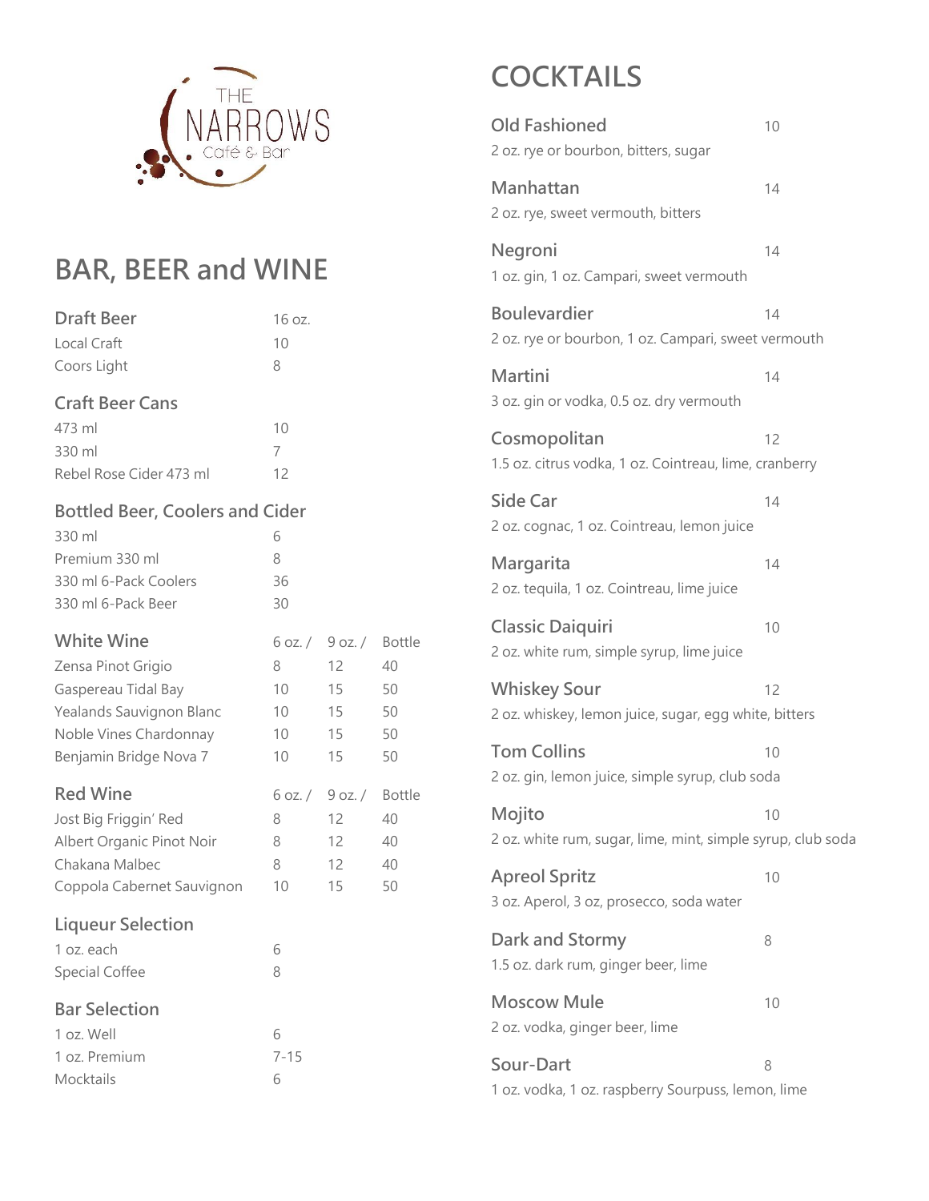THE NARROWS Café & Bar

## BAR, BEER and WINE

| Draft Beer | 16 oz. |
|---|---|
| Local Craft | 10 |
| Coors Light | 8 |

| Craft Beer Cans | |
|---|---|
| 473 ml | 10 |
| 330 ml | 7 |
| Rebel Rose Cider 473 ml | 12 |

| Bottled Beer, Coolers and Cider | |
|---|---|
| 330 ml | 6 |
| Premium 330 ml | 8 |
| 330 ml 6-Pack Coolers | 36 |
| 330 ml 6-Pack Beer | 30 |

| White Wine | 6 oz. / | 9 oz. / | Bottle |
|---|---|---|---|
| Zensa Pinot Grigio | 8 | 12 | 40 |
| Gaspereau Tidal Bay | 10 | 15 | 50 |
| Yealands Sauvignon Blanc | 10 | 15 | 50 |
| Noble Vines Chardonnay | 10 | 15 | 50 |
| Benjamin Bridge Nova 7 | 10 | 15 | 50 |

| Red Wine | 6 oz. / | 9 oz. / | Bottle |
|---|---|---|---|
| Jost Big Friggin' Red | 8 | 12 | 40 |
| Albert Organic Pinot Noir | 8 | 12 | 40 |
| Chakana Malbec | 8 | 12 | 40 |
| Coppola Cabernet Sauvignon | 10 | 15 | 50 |

| Liqueur Selection | |
|---|---|
| 1 oz. each | 6 |
| Special Coffee | 8 |

| Bar Selection | |
|---|---|
| 1 oz. Well | 6 |
| 1 oz. Premium | 7-15 |
| Mocktails | 6 |

## COCKTAILS

**Old Fashioned** 10
2 oz. rye or bourbon, bitters, sugar

**Manhattan** 14
2 oz. rye, sweet vermouth, bitters

**Negroni** 14
1 oz. gin, 1 oz. Campari, sweet vermouth

**Boulevardier** 14
2 oz. rye or bourbon, 1 oz. Campari, sweet vermouth

**Martini** 14
3 oz. gin or vodka, 0.5 oz. dry vermouth

**Cosmopolitan** 12
1.5 oz. citrus vodka, 1 oz. Cointreau, lime, cranberry

**Side Car** 14
2 oz. cognac, 1 oz. Cointreau, lemon juice

**Margarita** 14
2 oz. tequila, 1 oz. Cointreau, lime juice

**Classic Daiquiri** 10
2 oz. white rum, simple syrup, lime juice

**Whiskey Sour** 12
2 oz. whiskey, lemon juice, sugar, egg white, bitters

**Tom Collins** 10
2 oz. gin, lemon juice, simple syrup, club soda

**Mojito** 10
2 oz. white rum, sugar, lime, mint, simple syrup, club soda

**Apreol Spritz** 10
3 oz. Aperol, 3 oz, prosecco, soda water

**Dark and Stormy** 8
1.5 oz. dark rum, ginger beer, lime

**Moscow Mule** 10
2 oz. vodka, ginger beer, lime

**Sour-Dart** 8
1 oz. vodka, 1 oz. raspberry Sourpuss, lemon, lime